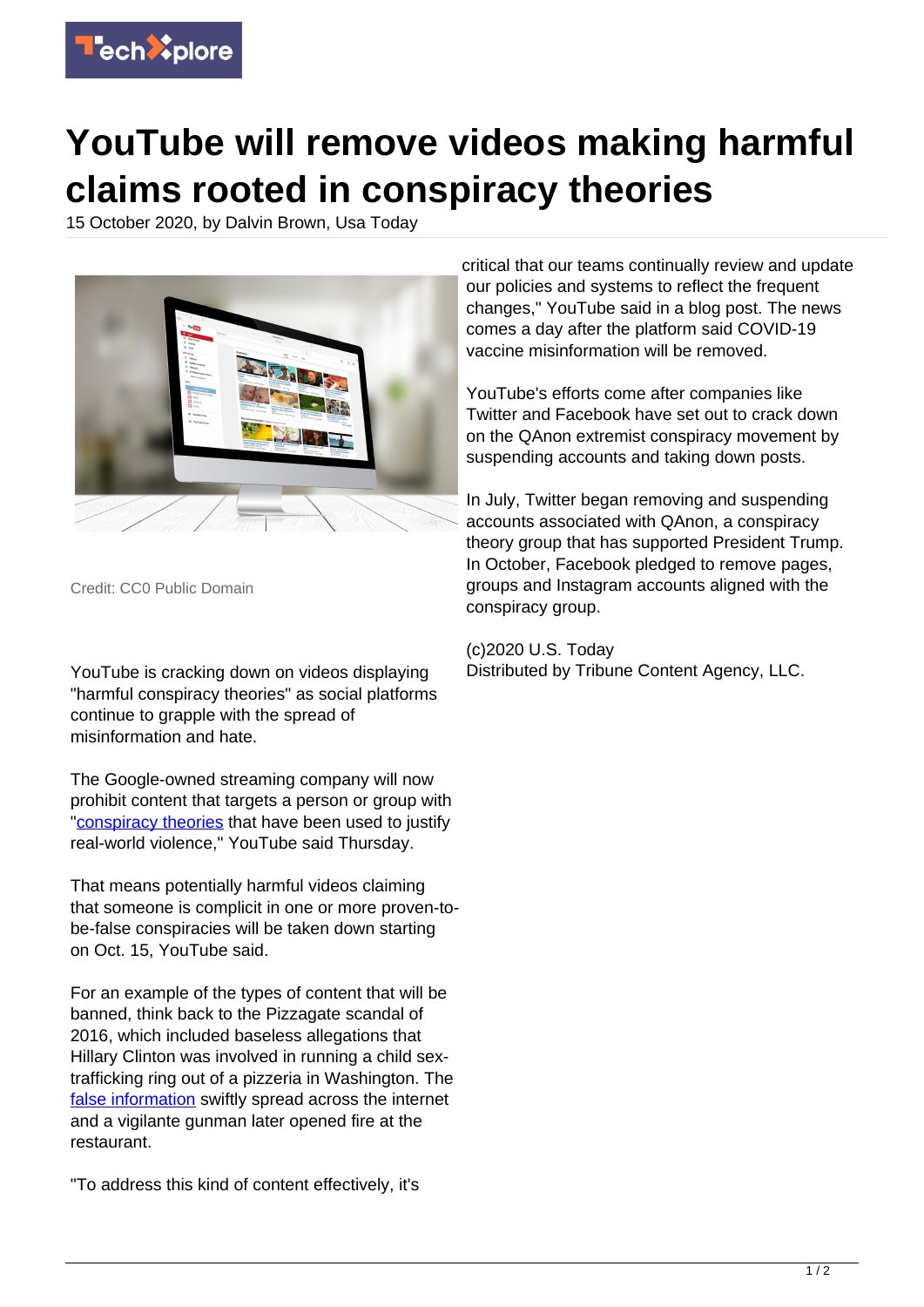# YouTube will remove videos making harmful claims rooted in conspiracy theories

15 October 2020, by Dalvin Brown, Usa Today

Credit: CC0 Public Domain

YouTube is cracking down on videos displaying "harmful conspiracy theories" as social platforms continue to grapple with the spread of misinformation and hate.

The Google-owned streaming company will now prohibit content that targets a person or group with "conspiracy theories that have been used to justify real-world violence," YouTube said Thursday.

That means potentially harmful videos claiming that someone is complicit in one or more proven-to-be-false conspiracies will be taken down starting on Oct. 15, YouTube said.

For an example of the types of content that will be banned, think back to the Pizzagate scandal of 2016, which included baseless allegations that Hillary Clinton was involved in running a child sex-trafficking ring out of a pizzeria in Washington. The false information swiftly spread across the internet and a vigilante gunman later opened fire at the restaurant.

"To address this kind of content effectively, it's critical that our teams continually review and update our policies and systems to reflect the frequent changes," YouTube said in a blog post. The news comes a day after the platform said COVID-19 vaccine misinformation will be removed.

YouTube's efforts come after companies like Twitter and Facebook have set out to crack down on the QAnon extremist conspiracy movement by suspending accounts and taking down posts.

In July, Twitter began removing and suspending accounts associated with QAnon, a conspiracy theory group that has supported President Trump. In October, Facebook pledged to remove pages, groups and Instagram accounts aligned with the conspiracy group.

(c)2020 U.S. Today
Distributed by Tribune Content Agency, LLC.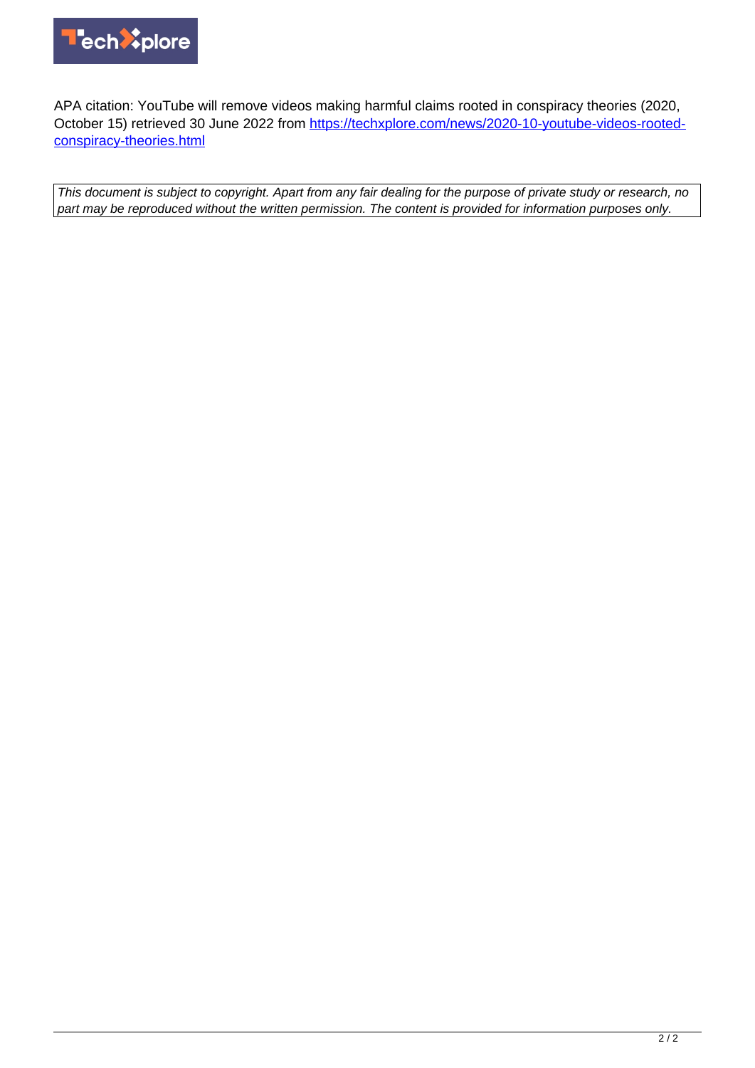APA citation: YouTube will remove videos making harmful claims rooted in conspiracy theories (2020, October 15) retrieved 30 June 2022 from [https://techxplore.com/news/2020-10-youtube-videos-rooted-conspiracy-theories.html](https://techxplore.com/news/2020-10-youtube-videos-rooted-conspiracy-theories.html)

*This document is subject to copyright. Apart from any fair dealing for the purpose of private study or research, no part may be reproduced without the written permission. The content is provided for information purposes only.*